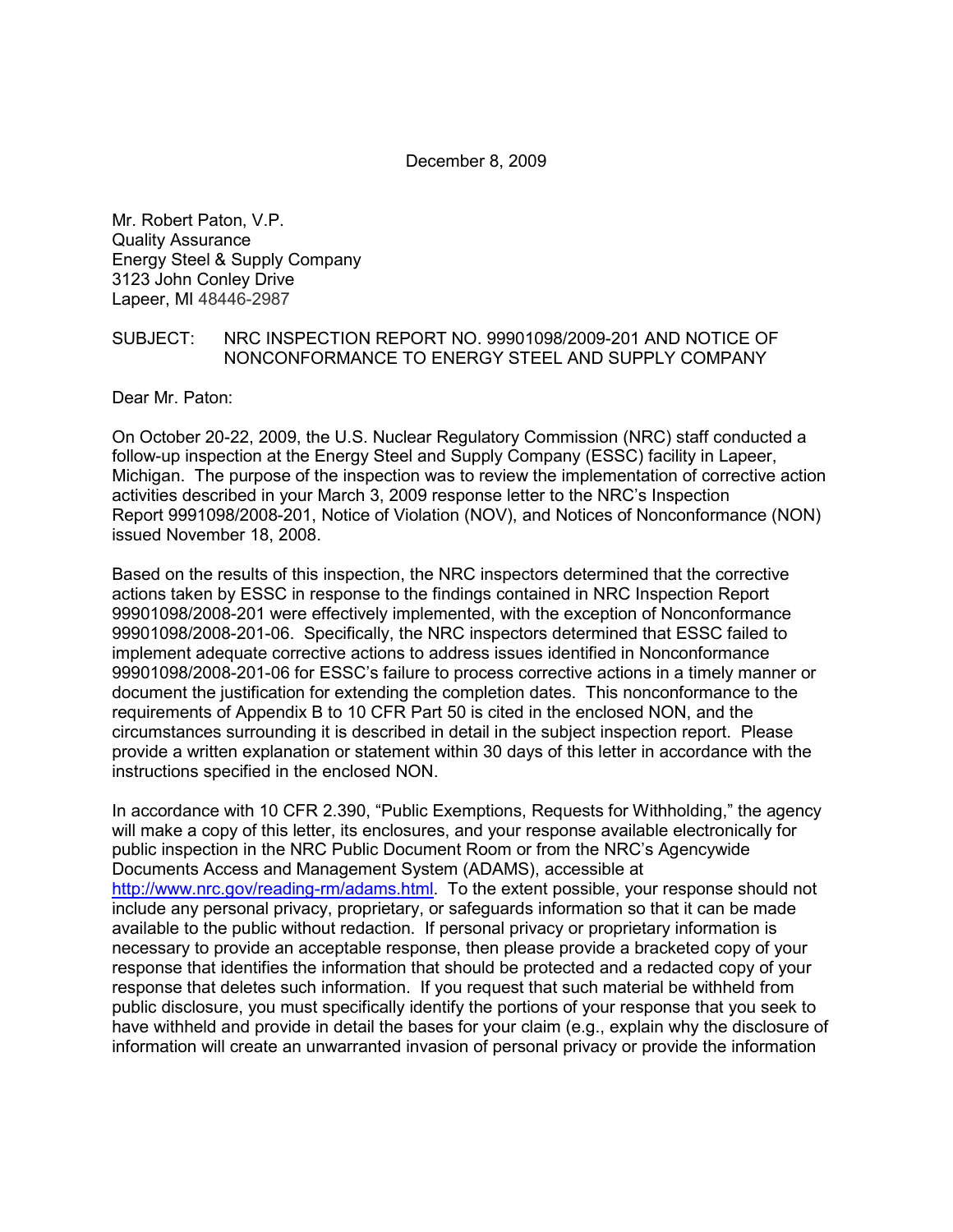December 8, 2009

Mr. Robert Paton, V.P.
Quality Assurance
Energy Steel & Supply Company
3123 John Conley Drive
Lapeer, MI 48446-2987

SUBJECT: NRC INSPECTION REPORT NO. 99901098/2009-201 AND NOTICE OF NONCONFORMANCE TO ENERGY STEEL AND SUPPLY COMPANY

Dear Mr. Paton:

On October 20-22, 2009, the U.S. Nuclear Regulatory Commission (NRC) staff conducted a follow-up inspection at the Energy Steel and Supply Company (ESSC) facility in Lapeer, Michigan. The purpose of the inspection was to review the implementation of corrective action activities described in your March 3, 2009 response letter to the NRC's Inspection Report 9991098/2008-201, Notice of Violation (NOV), and Notices of Nonconformance (NON) issued November 18, 2008.

Based on the results of this inspection, the NRC inspectors determined that the corrective actions taken by ESSC in response to the findings contained in NRC Inspection Report 99901098/2008-201 were effectively implemented, with the exception of Nonconformance 99901098/2008-201-06. Specifically, the NRC inspectors determined that ESSC failed to implement adequate corrective actions to address issues identified in Nonconformance 99901098/2008-201-06 for ESSC's failure to process corrective actions in a timely manner or document the justification for extending the completion dates. This nonconformance to the requirements of Appendix B to 10 CFR Part 50 is cited in the enclosed NON, and the circumstances surrounding it is described in detail in the subject inspection report. Please provide a written explanation or statement within 30 days of this letter in accordance with the instructions specified in the enclosed NON.

In accordance with 10 CFR 2.390, "Public Exemptions, Requests for Withholding," the agency will make a copy of this letter, its enclosures, and your response available electronically for public inspection in the NRC Public Document Room or from the NRC's Agencywide Documents Access and Management System (ADAMS), accessible at http://www.nrc.gov/reading-rm/adams.html. To the extent possible, your response should not include any personal privacy, proprietary, or safeguards information so that it can be made available to the public without redaction. If personal privacy or proprietary information is necessary to provide an acceptable response, then please provide a bracketed copy of your response that identifies the information that should be protected and a redacted copy of your response that deletes such information. If you request that such material be withheld from public disclosure, you must specifically identify the portions of your response that you seek to have withheld and provide in detail the bases for your claim (e.g., explain why the disclosure of information will create an unwarranted invasion of personal privacy or provide the information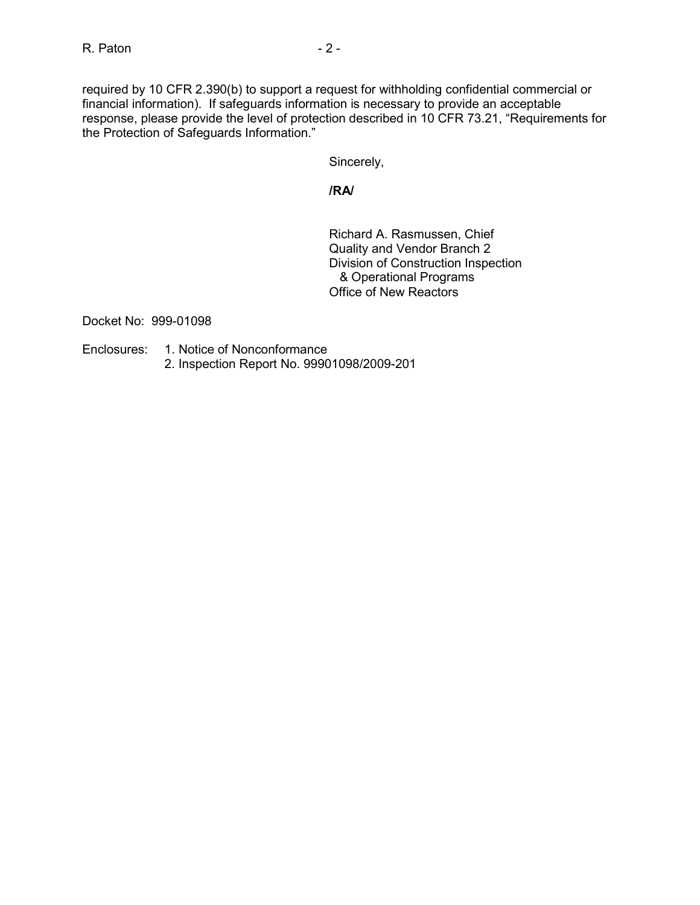required by 10 CFR 2.390(b) to support a request for withholding confidential commercial or financial information). If safeguards information is necessary to provide an acceptable response, please provide the level of protection described in 10 CFR 73.21, "Requirements for the Protection of Safeguards Information."

Sincerely,

**/RA/**

Richard A. Rasmussen, Chief
Quality and Vendor Branch 2
Division of Construction Inspection
& Operational Programs
Office of New Reactors

Docket No: 999-01098

Enclosures:
1. Notice of Nonconformance
2. Inspection Report No. 99901098/2009-201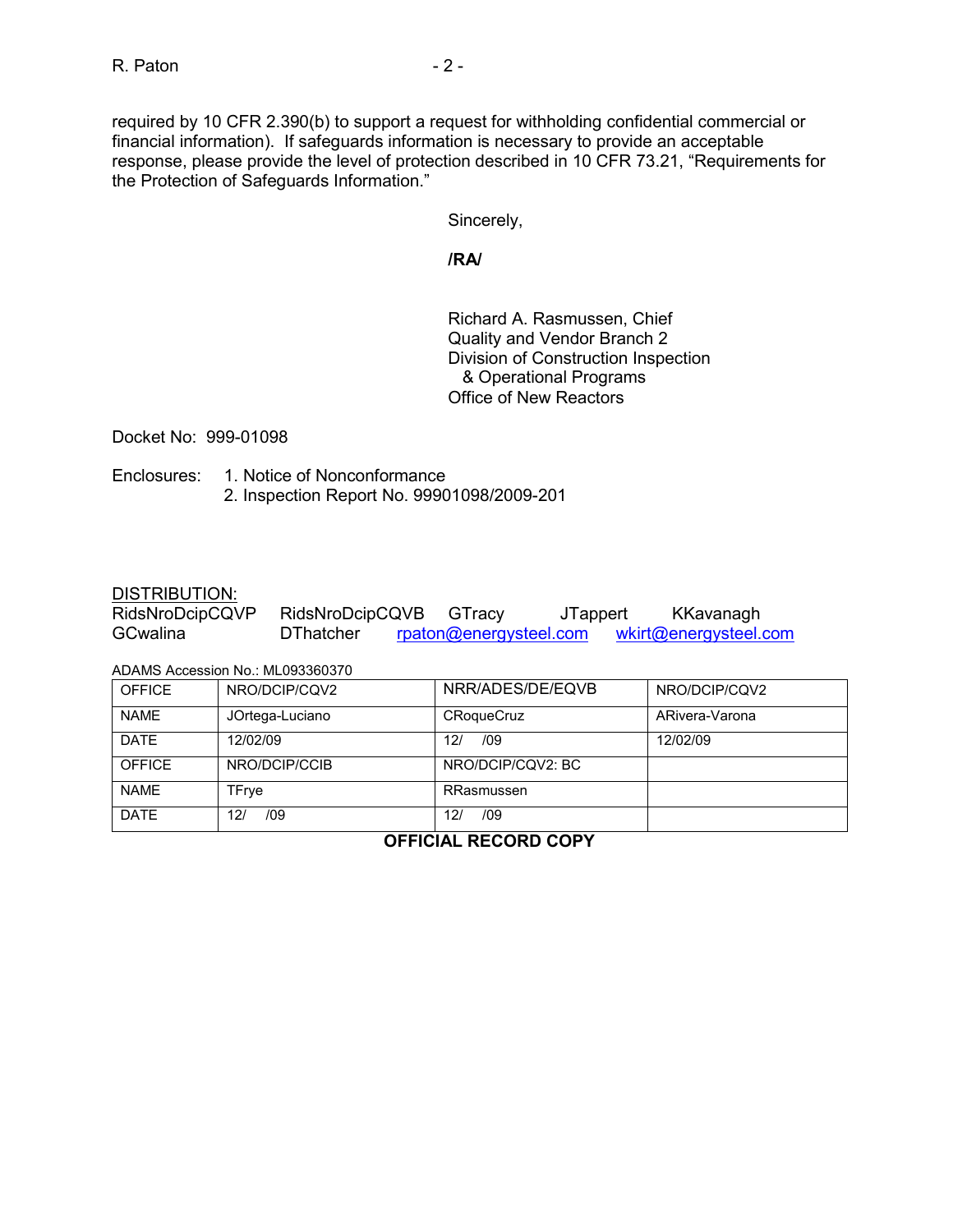required by 10 CFR 2.390(b) to support a request for withholding confidential commercial or financial information). If safeguards information is necessary to provide an acceptable response, please provide the level of protection described in 10 CFR 73.21, "Requirements for the Protection of Safeguards Information."

Sincerely,

**/RA/**

Richard A. Rasmussen, Chief
Quality and Vendor Branch 2
Division of Construction Inspection
& Operational Programs
Office of New Reactors

Docket No: 999-01098

Enclosures:
1. Notice of Nonconformance
2. Inspection Report No. 99901098/2009-201

DISTRIBUTION:

RidsNroDcipCQVP RidsNroDcipCQVB GTracy JTappert KKavanagh
GCwalina DThatcher rpaton@energysteel.com wkirt@energysteel.com

ADAMS Accession No.: ML093360370

| OFFICE | NRO/DCIP/CQV2 | NRR/ADES/DE/EQVB | NRO/DCIP/CQV2 |
|---|---|---|---|
| NAME | JOrtega-Luciano | CRoqueCruz | ARivera-Varona |
| DATE | 12/02/09 | 12/ /09 | 12/02/09 |
| OFFICE | NRO/DCIP/CCIB | NRO/DCIP/CQV2: BC | |
| NAME | TFrye | RRasmussen | |
| DATE | 12/ /09 | 12/ /09 | |

**OFFICIAL RECORD COPY**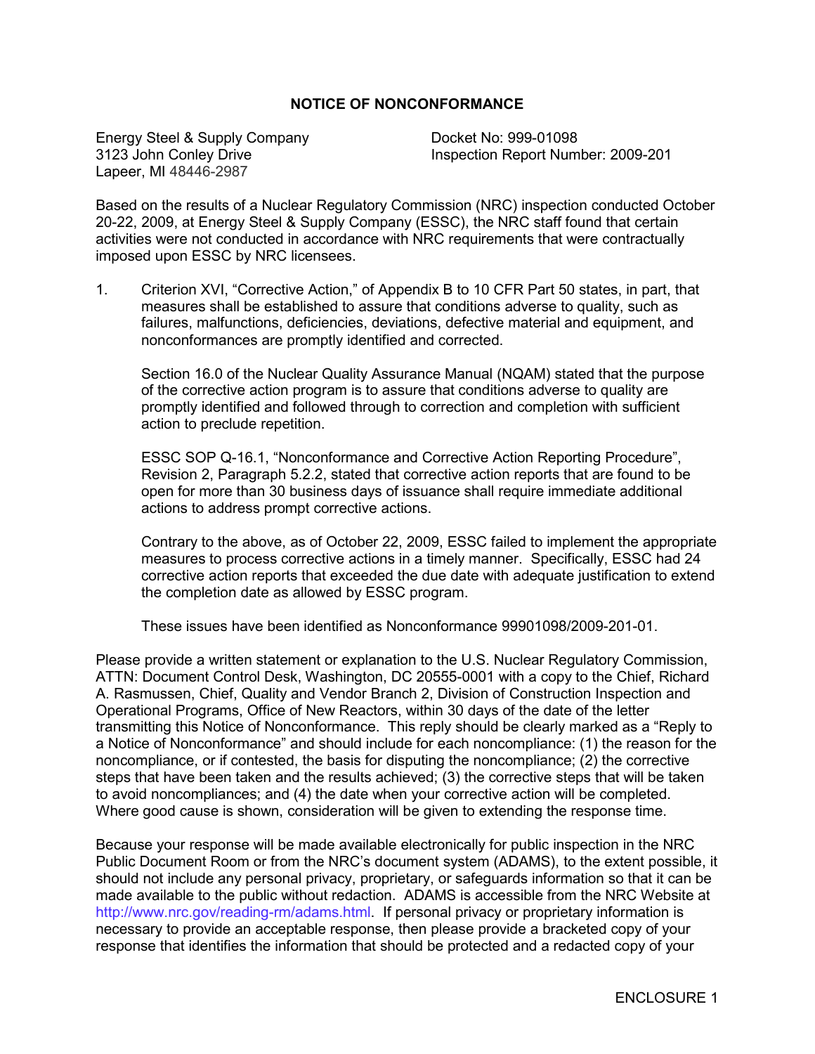## NOTICE OF NONCONFORMANCE

Energy Steel & Supply Company
3123 John Conley Drive
Lapeer, MI 48446-2987

Docket No: 999-01098
Inspection Report Number: 2009-201

Based on the results of a Nuclear Regulatory Commission (NRC) inspection conducted October 20-22, 2009, at Energy Steel & Supply Company (ESSC), the NRC staff found that certain activities were not conducted in accordance with NRC requirements that were contractually imposed upon ESSC by NRC licensees.

1. Criterion XVI, "Corrective Action," of Appendix B to 10 CFR Part 50 states, in part, that measures shall be established to assure that conditions adverse to quality, such as failures, malfunctions, deficiencies, deviations, defective material and equipment, and nonconformances are promptly identified and corrected.

   Section 16.0 of the Nuclear Quality Assurance Manual (NQAM) stated that the purpose of the corrective action program is to assure that conditions adverse to quality are promptly identified and followed through to correction and completion with sufficient action to preclude repetition.

   ESSC SOP Q-16.1, "Nonconformance and Corrective Action Reporting Procedure", Revision 2, Paragraph 5.2.2, stated that corrective action reports that are found to be open for more than 30 business days of issuance shall require immediate additional actions to address prompt corrective actions.

   Contrary to the above, as of October 22, 2009, ESSC failed to implement the appropriate measures to process corrective actions in a timely manner. Specifically, ESSC had 24 corrective action reports that exceeded the due date with adequate justification to extend the completion date as allowed by ESSC program.

   These issues have been identified as Nonconformance 99901098/2009-201-01.

Please provide a written statement or explanation to the U.S. Nuclear Regulatory Commission, ATTN: Document Control Desk, Washington, DC 20555-0001 with a copy to the Chief, Richard A. Rasmussen, Chief, Quality and Vendor Branch 2, Division of Construction Inspection and Operational Programs, Office of New Reactors, within 30 days of the date of the letter transmitting this Notice of Nonconformance. This reply should be clearly marked as a "Reply to a Notice of Nonconformance" and should include for each noncompliance: (1) the reason for the noncompliance, or if contested, the basis for disputing the noncompliance; (2) the corrective steps that have been taken and the results achieved; (3) the corrective steps that will be taken to avoid noncompliances; and (4) the date when your corrective action will be completed. Where good cause is shown, consideration will be given to extending the response time.

Because your response will be made available electronically for public inspection in the NRC Public Document Room or from the NRC's document system (ADAMS), to the extent possible, it should not include any personal privacy, proprietary, or safeguards information so that it can be made available to the public without redaction. ADAMS is accessible from the NRC Website at http://www.nrc.gov/reading-rm/adams.html. If personal privacy or proprietary information is necessary to provide an acceptable response, then please provide a bracketed copy of your response that identifies the information that should be protected and a redacted copy of your

ENCLOSURE 1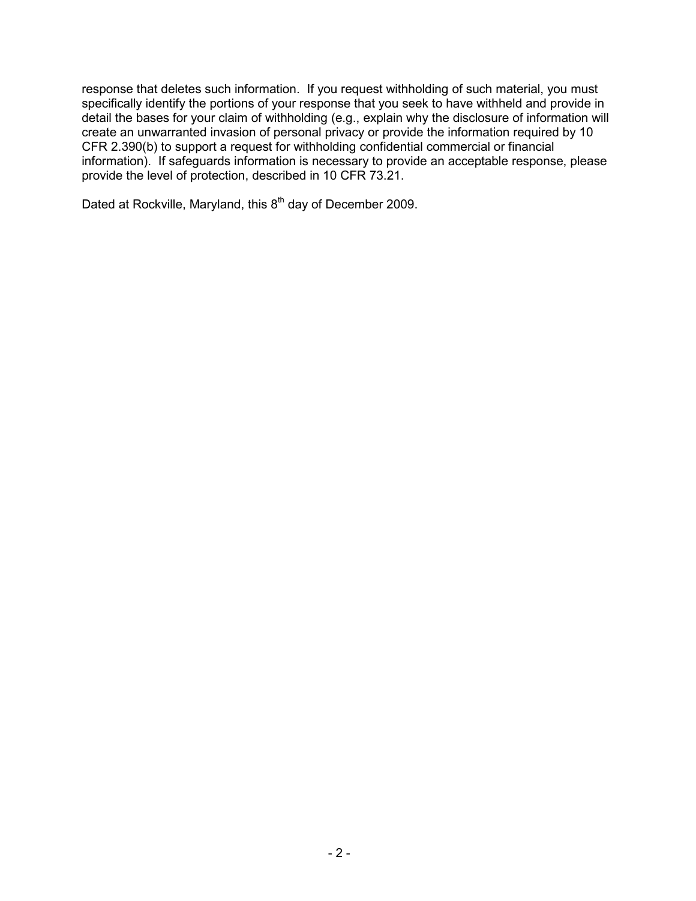response that deletes such information. If you request withholding of such material, you must specifically identify the portions of your response that you seek to have withheld and provide in detail the bases for your claim of withholding (e.g., explain why the disclosure of information will create an unwarranted invasion of personal privacy or provide the information required by 10 CFR 2.390(b) to support a request for withholding confidential commercial or financial information). If safeguards information is necessary to provide an acceptable response, please provide the level of protection, described in 10 CFR 73.21.

Dated at Rockville, Maryland, this 8th day of December 2009.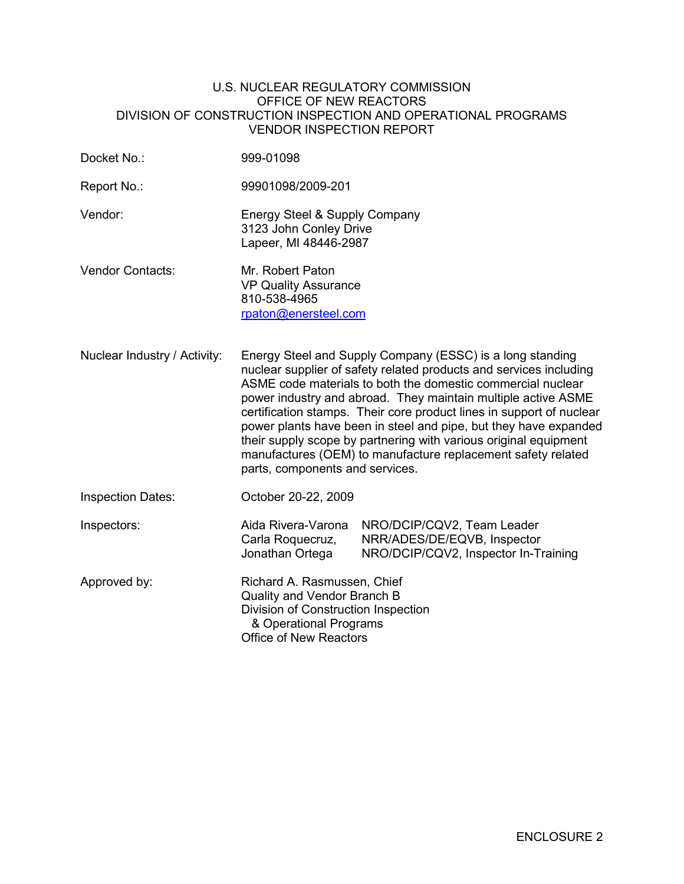U.S. NUCLEAR REGULATORY COMMISSION
OFFICE OF NEW REACTORS
DIVISION OF CONSTRUCTION INSPECTION AND OPERATIONAL PROGRAMS
VENDOR INSPECTION REPORT

| | |
|---|---|
| Docket No.: | 999-01098 |
| Report No.: | 99901098/2009-201 |
| Vendor: | Energy Steel & Supply Company<br>3123 John Conley Drive<br>Lapeer, MI 48446-2987 |
| Vendor Contacts: | Mr. Robert Paton<br>VP Quality Assurance<br>810-538-4965<br>rpaton@enersteel.com |
| Nuclear Industry / Activity: | Energy Steel and Supply Company (ESSC) is a long standing nuclear supplier of safety related products and services including ASME code materials to both the domestic commercial nuclear power industry and abroad. They maintain multiple active ASME certification stamps. Their core product lines in support of nuclear power plants have been in steel and pipe, but they have expanded their supply scope by partnering with various original equipment manufactures (OEM) to manufacture replacement safety related parts, components and services. |
| Inspection Dates: | October 20-22, 2009 |
| Inspectors: | Aida Rivera-Varona NRO/DCIP/CQV2, Team Leader<br>Carla Roquecruz, NRR/ADES/DE/EQVB, Inspector<br>Jonathan Ortega NRO/DCIP/CQV2, Inspector In-Training |
| Approved by: | Richard A. Rasmussen, Chief<br>Quality and Vendor Branch B<br>Division of Construction Inspection & Operational Programs<br>Office of New Reactors |

ENCLOSURE 2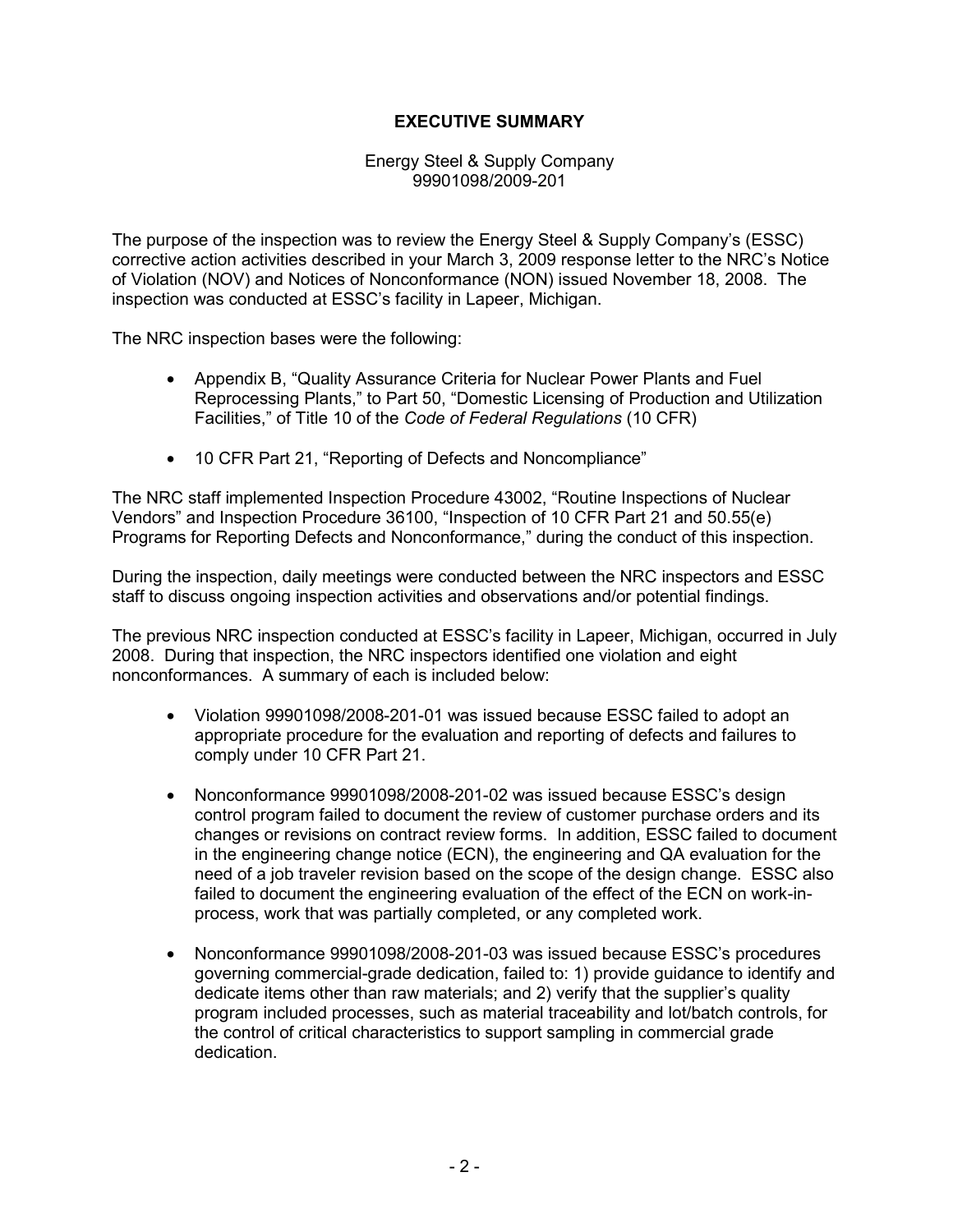# EXECUTIVE SUMMARY

Energy Steel & Supply Company
99901098/2009-201

The purpose of the inspection was to review the Energy Steel & Supply Company's (ESSC) corrective action activities described in your March 3, 2009 response letter to the NRC's Notice of Violation (NOV) and Notices of Nonconformance (NON) issued November 18, 2008. The inspection was conducted at ESSC's facility in Lapeer, Michigan.

The NRC inspection bases were the following:

- Appendix B, "Quality Assurance Criteria for Nuclear Power Plants and Fuel Reprocessing Plants," to Part 50, "Domestic Licensing of Production and Utilization Facilities," of Title 10 of the *Code of Federal Regulations* (10 CFR)
- 10 CFR Part 21, "Reporting of Defects and Noncompliance"

The NRC staff implemented Inspection Procedure 43002, "Routine Inspections of Nuclear Vendors" and Inspection Procedure 36100, "Inspection of 10 CFR Part 21 and 50.55(e) Programs for Reporting Defects and Nonconformance," during the conduct of this inspection.

During the inspection, daily meetings were conducted between the NRC inspectors and ESSC staff to discuss ongoing inspection activities and observations and/or potential findings.

The previous NRC inspection conducted at ESSC's facility in Lapeer, Michigan, occurred in July 2008. During that inspection, the NRC inspectors identified one violation and eight nonconformances. A summary of each is included below:

- Violation 99901098/2008-201-01 was issued because ESSC failed to adopt an appropriate procedure for the evaluation and reporting of defects and failures to comply under 10 CFR Part 21.
- Nonconformance 99901098/2008-201-02 was issued because ESSC's design control program failed to document the review of customer purchase orders and its changes or revisions on contract review forms. In addition, ESSC failed to document in the engineering change notice (ECN), the engineering and QA evaluation for the need of a job traveler revision based on the scope of the design change. ESSC also failed to document the engineering evaluation of the effect of the ECN on work-in-process, work that was partially completed, or any completed work.
- Nonconformance 99901098/2008-201-03 was issued because ESSC's procedures governing commercial-grade dedication, failed to: 1) provide guidance to identify and dedicate items other than raw materials; and 2) verify that the supplier's quality program included processes, such as material traceability and lot/batch controls, for the control of critical characteristics to support sampling in commercial grade dedication.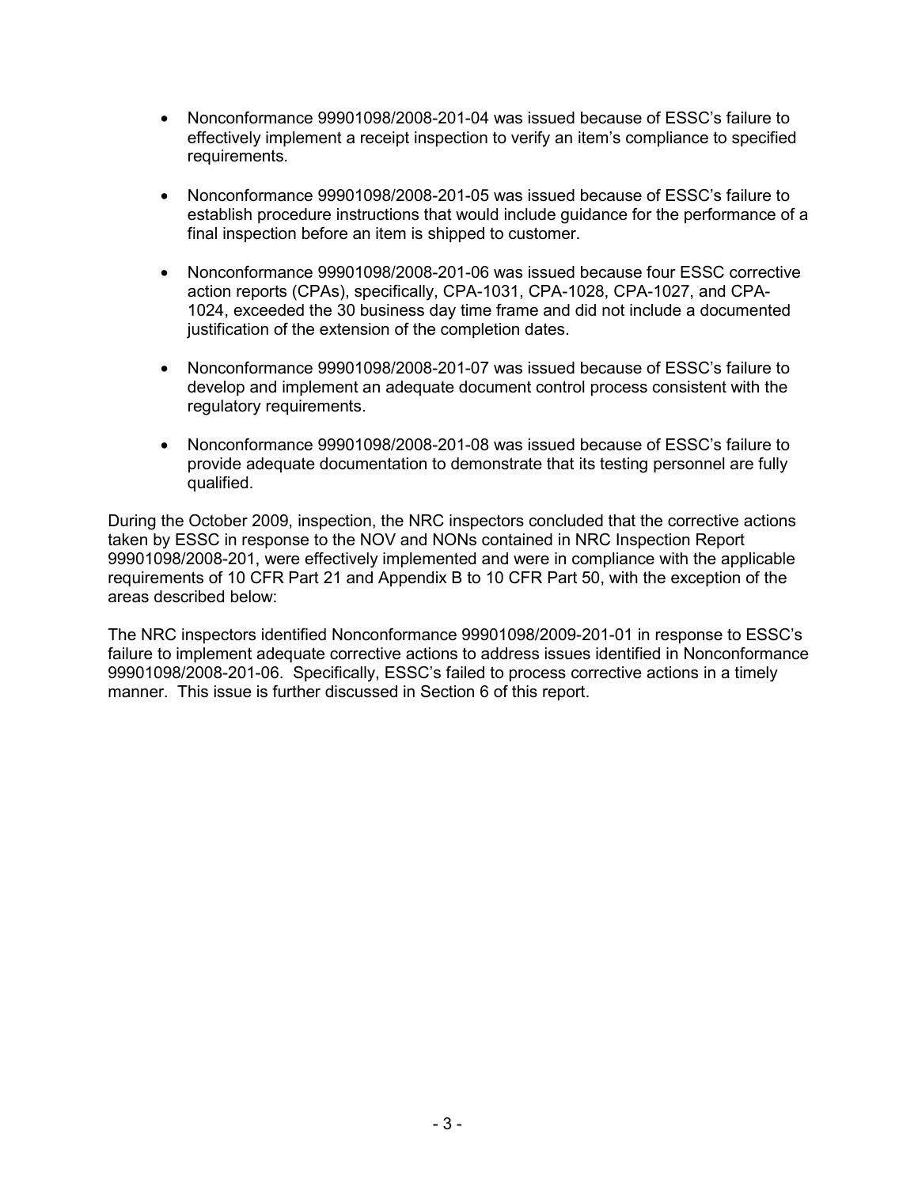- Nonconformance 99901098/2008-201-04 was issued because of ESSC's failure to effectively implement a receipt inspection to verify an item's compliance to specified requirements.

- Nonconformance 99901098/2008-201-05 was issued because of ESSC's failure to establish procedure instructions that would include guidance for the performance of a final inspection before an item is shipped to customer.

- Nonconformance 99901098/2008-201-06 was issued because four ESSC corrective action reports (CPAs), specifically, CPA-1031, CPA-1028, CPA-1027, and CPA-1024, exceeded the 30 business day time frame and did not include a documented justification of the extension of the completion dates.

- Nonconformance 99901098/2008-201-07 was issued because of ESSC's failure to develop and implement an adequate document control process consistent with the regulatory requirements.

- Nonconformance 99901098/2008-201-08 was issued because of ESSC's failure to provide adequate documentation to demonstrate that its testing personnel are fully qualified.

During the October 2009, inspection, the NRC inspectors concluded that the corrective actions taken by ESSC in response to the NOV and NONs contained in NRC Inspection Report 99901098/2008-201, were effectively implemented and were in compliance with the applicable requirements of 10 CFR Part 21 and Appendix B to 10 CFR Part 50, with the exception of the areas described below:

The NRC inspectors identified Nonconformance 99901098/2009-201-01 in response to ESSC's failure to implement adequate corrective actions to address issues identified in Nonconformance 99901098/2008-201-06. Specifically, ESSC's failed to process corrective actions in a timely manner. This issue is further discussed in Section 6 of this report.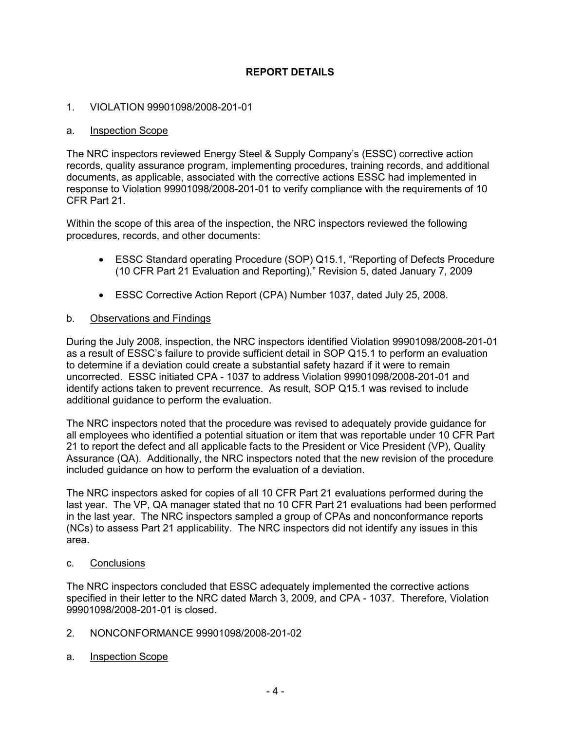# REPORT DETAILS

1. VIOLATION 99901098/2008-201-01

a. Inspection Scope

The NRC inspectors reviewed Energy Steel & Supply Company's (ESSC) corrective action records, quality assurance program, implementing procedures, training records, and additional documents, as applicable, associated with the corrective actions ESSC had implemented in response to Violation 99901098/2008-201-01 to verify compliance with the requirements of 10 CFR Part 21.

Within the scope of this area of the inspection, the NRC inspectors reviewed the following procedures, records, and other documents:

- ESSC Standard operating Procedure (SOP) Q15.1, "Reporting of Defects Procedure (10 CFR Part 21 Evaluation and Reporting)," Revision 5, dated January 7, 2009
- ESSC Corrective Action Report (CPA) Number 1037, dated July 25, 2008.

b. Observations and Findings

During the July 2008, inspection, the NRC inspectors identified Violation 99901098/2008-201-01 as a result of ESSC's failure to provide sufficient detail in SOP Q15.1 to perform an evaluation to determine if a deviation could create a substantial safety hazard if it were to remain uncorrected. ESSC initiated CPA - 1037 to address Violation 99901098/2008-201-01 and identify actions taken to prevent recurrence. As result, SOP Q15.1 was revised to include additional guidance to perform the evaluation.

The NRC inspectors noted that the procedure was revised to adequately provide guidance for all employees who identified a potential situation or item that was reportable under 10 CFR Part 21 to report the defect and all applicable facts to the President or Vice President (VP), Quality Assurance (QA). Additionally, the NRC inspectors noted that the new revision of the procedure included guidance on how to perform the evaluation of a deviation.

The NRC inspectors asked for copies of all 10 CFR Part 21 evaluations performed during the last year. The VP, QA manager stated that no 10 CFR Part 21 evaluations had been performed in the last year. The NRC inspectors sampled a group of CPAs and nonconformance reports (NCs) to assess Part 21 applicability. The NRC inspectors did not identify any issues in this area.

c. Conclusions

The NRC inspectors concluded that ESSC adequately implemented the corrective actions specified in their letter to the NRC dated March 3, 2009, and CPA - 1037. Therefore, Violation 99901098/2008-201-01 is closed.

2. NONCONFORMANCE 99901098/2008-201-02

a. Inspection Scope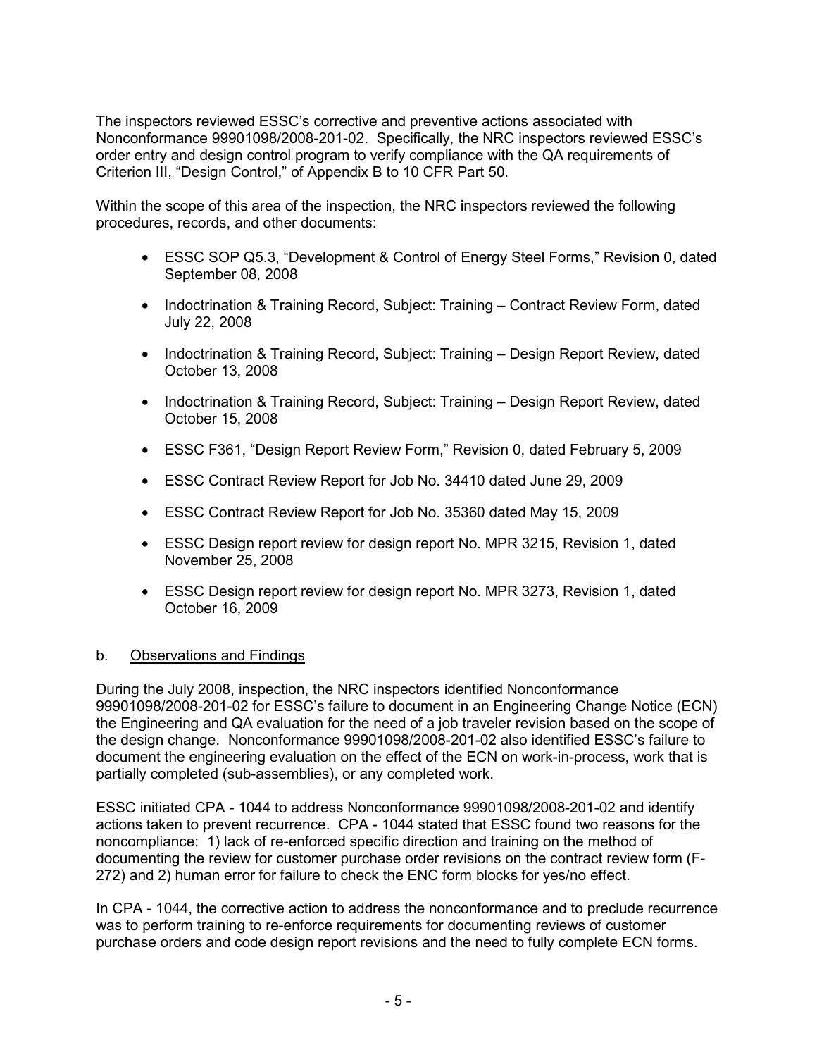The inspectors reviewed ESSC's corrective and preventive actions associated with Nonconformance 99901098/2008-201-02. Specifically, the NRC inspectors reviewed ESSC's order entry and design control program to verify compliance with the QA requirements of Criterion III, "Design Control," of Appendix B to 10 CFR Part 50.

Within the scope of this area of the inspection, the NRC inspectors reviewed the following procedures, records, and other documents:

- ESSC SOP Q5.3, "Development & Control of Energy Steel Forms," Revision 0, dated September 08, 2008
- Indoctrination & Training Record, Subject: Training – Contract Review Form, dated July 22, 2008
- Indoctrination & Training Record, Subject: Training – Design Report Review, dated October 13, 2008
- Indoctrination & Training Record, Subject: Training – Design Report Review, dated October 15, 2008
- ESSC F361, "Design Report Review Form," Revision 0, dated February 5, 2009
- ESSC Contract Review Report for Job No. 34410 dated June 29, 2009
- ESSC Contract Review Report for Job No. 35360 dated May 15, 2009
- ESSC Design report review for design report No. MPR 3215, Revision 1, dated November 25, 2008
- ESSC Design report review for design report No. MPR 3273, Revision 1, dated October 16, 2009

b. Observations and Findings

During the July 2008, inspection, the NRC inspectors identified Nonconformance 99901098/2008-201-02 for ESSC's failure to document in an Engineering Change Notice (ECN) the Engineering and QA evaluation for the need of a job traveler revision based on the scope of the design change. Nonconformance 99901098/2008-201-02 also identified ESSC's failure to document the engineering evaluation on the effect of the ECN on work-in-process, work that is partially completed (sub-assemblies), or any completed work.

ESSC initiated CPA - 1044 to address Nonconformance 99901098/2008-201-02 and identify actions taken to prevent recurrence. CPA - 1044 stated that ESSC found two reasons for the noncompliance: 1) lack of re-enforced specific direction and training on the method of documenting the review for customer purchase order revisions on the contract review form (F-272) and 2) human error for failure to check the ENC form blocks for yes/no effect.

In CPA - 1044, the corrective action to address the nonconformance and to preclude recurrence was to perform training to re-enforce requirements for documenting reviews of customer purchase orders and code design report revisions and the need to fully complete ECN forms.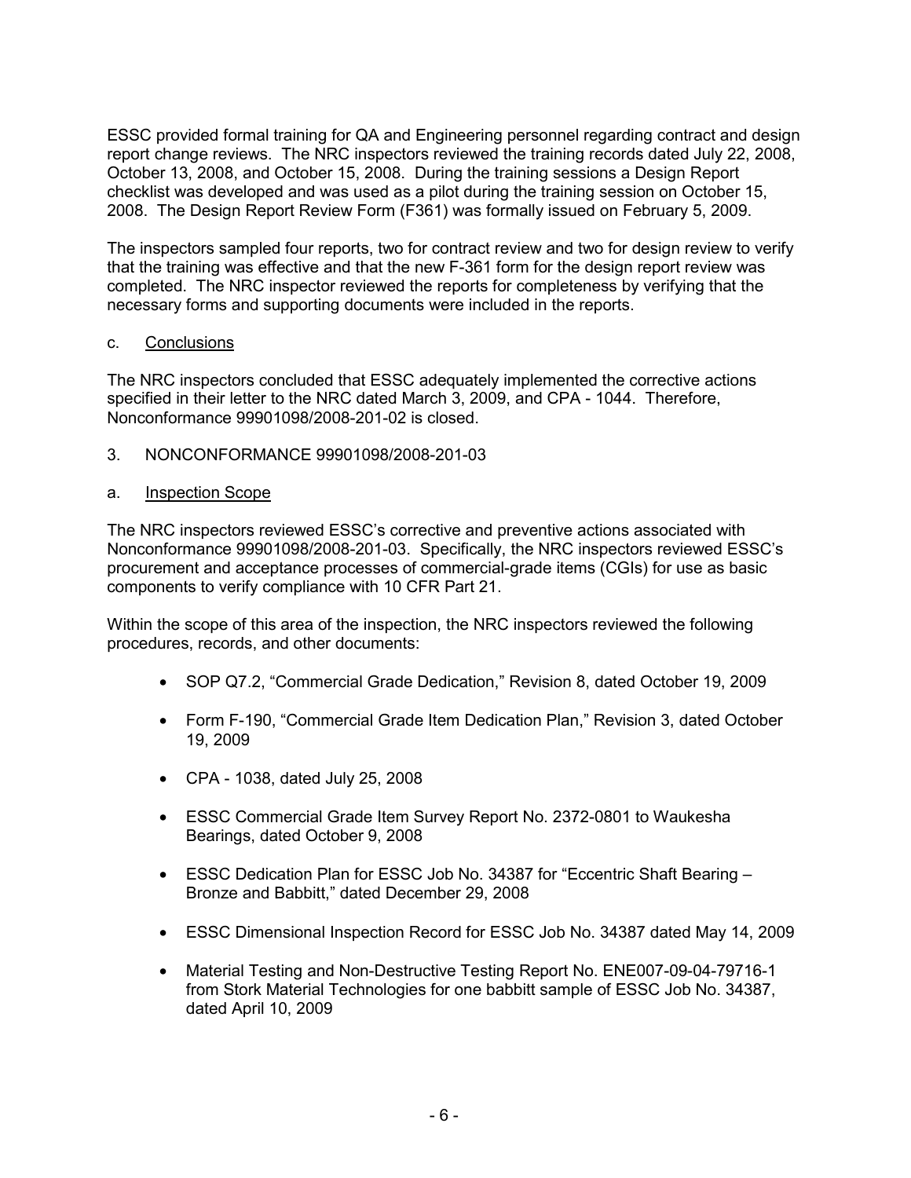ESSC provided formal training for QA and Engineering personnel regarding contract and design report change reviews. The NRC inspectors reviewed the training records dated July 22, 2008, October 13, 2008, and October 15, 2008. During the training sessions a Design Report checklist was developed and was used as a pilot during the training session on October 15, 2008. The Design Report Review Form (F361) was formally issued on February 5, 2009.

The inspectors sampled four reports, two for contract review and two for design review to verify that the training was effective and that the new F-361 form for the design report review was completed. The NRC inspector reviewed the reports for completeness by verifying that the necessary forms and supporting documents were included in the reports.

c. Conclusions

The NRC inspectors concluded that ESSC adequately implemented the corrective actions specified in their letter to the NRC dated March 3, 2009, and CPA - 1044. Therefore, Nonconformance 99901098/2008-201-02 is closed.

3. NONCONFORMANCE 99901098/2008-201-03

a. Inspection Scope

The NRC inspectors reviewed ESSC's corrective and preventive actions associated with Nonconformance 99901098/2008-201-03. Specifically, the NRC inspectors reviewed ESSC's procurement and acceptance processes of commercial-grade items (CGIs) for use as basic components to verify compliance with 10 CFR Part 21.

Within the scope of this area of the inspection, the NRC inspectors reviewed the following procedures, records, and other documents:

- SOP Q7.2, "Commercial Grade Dedication," Revision 8, dated October 19, 2009
- Form F-190, "Commercial Grade Item Dedication Plan," Revision 3, dated October 19, 2009
- CPA - 1038, dated July 25, 2008
- ESSC Commercial Grade Item Survey Report No. 2372-0801 to Waukesha Bearings, dated October 9, 2008
- ESSC Dedication Plan for ESSC Job No. 34387 for "Eccentric Shaft Bearing – Bronze and Babbitt," dated December 29, 2008
- ESSC Dimensional Inspection Record for ESSC Job No. 34387 dated May 14, 2009
- Material Testing and Non-Destructive Testing Report No. ENE007-09-04-79716-1 from Stork Material Technologies for one babbitt sample of ESSC Job No. 34387, dated April 10, 2009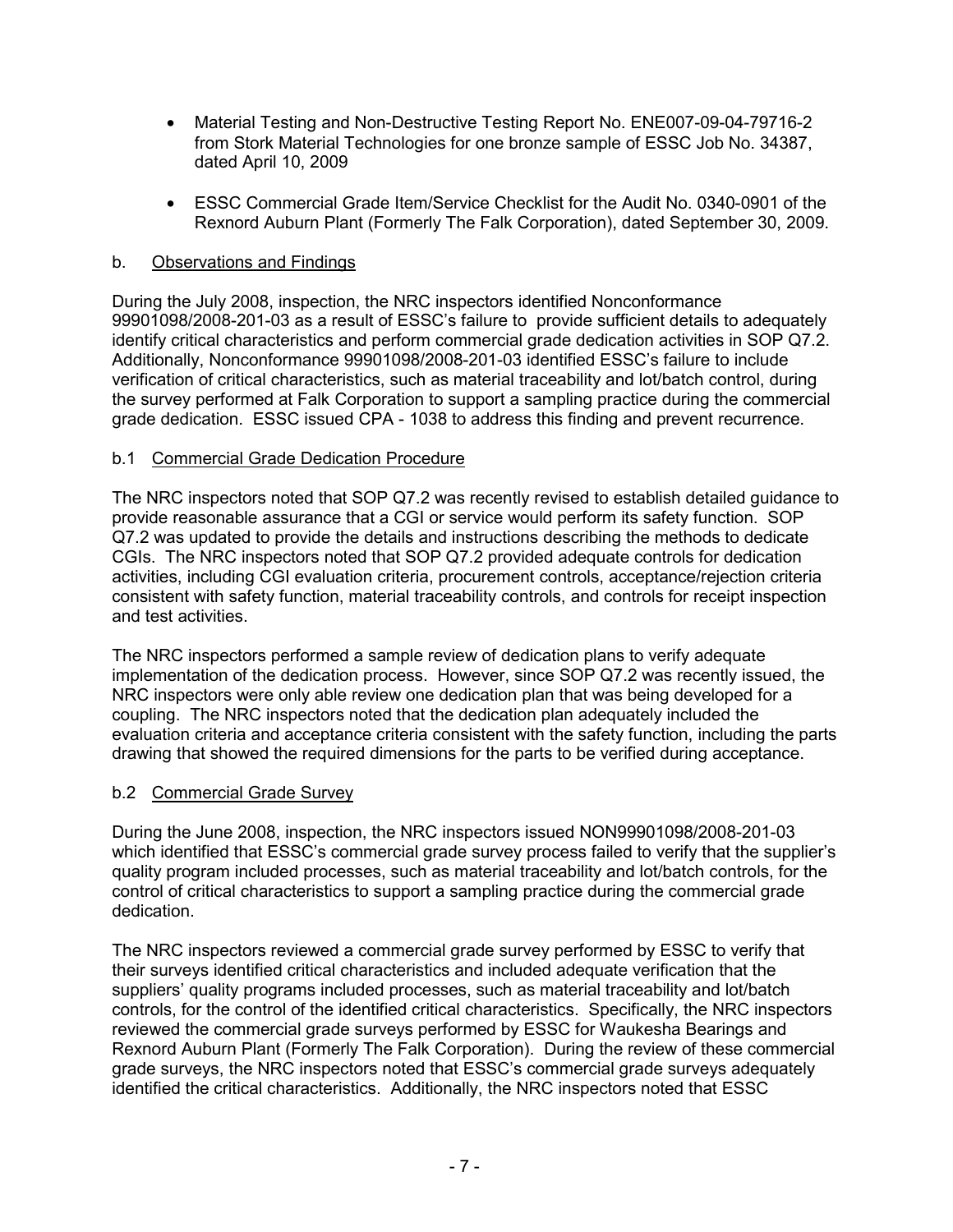- Material Testing and Non-Destructive Testing Report No. ENE007-09-04-79716-2 from Stork Material Technologies for one bronze sample of ESSC Job No. 34387, dated April 10, 2009

- ESSC Commercial Grade Item/Service Checklist for the Audit No. 0340-0901 of the Rexnord Auburn Plant (Formerly The Falk Corporation), dated September 30, 2009.

## b. Observations and Findings

During the July 2008, inspection, the NRC inspectors identified Nonconformance 99901098/2008-201-03 as a result of ESSC's failure to provide sufficient details to adequately identify critical characteristics and perform commercial grade dedication activities in SOP Q7.2. Additionally, Nonconformance 99901098/2008-201-03 identified ESSC's failure to include verification of critical characteristics, such as material traceability and lot/batch control, during the survey performed at Falk Corporation to support a sampling practice during the commercial grade dedication. ESSC issued CPA - 1038 to address this finding and prevent recurrence.

### b.1 Commercial Grade Dedication Procedure

The NRC inspectors noted that SOP Q7.2 was recently revised to establish detailed guidance to provide reasonable assurance that a CGI or service would perform its safety function. SOP Q7.2 was updated to provide the details and instructions describing the methods to dedicate CGIs. The NRC inspectors noted that SOP Q7.2 provided adequate controls for dedication activities, including CGI evaluation criteria, procurement controls, acceptance/rejection criteria consistent with safety function, material traceability controls, and controls for receipt inspection and test activities.

The NRC inspectors performed a sample review of dedication plans to verify adequate implementation of the dedication process. However, since SOP Q7.2 was recently issued, the NRC inspectors were only able review one dedication plan that was being developed for a coupling. The NRC inspectors noted that the dedication plan adequately included the evaluation criteria and acceptance criteria consistent with the safety function, including the parts drawing that showed the required dimensions for the parts to be verified during acceptance.

### b.2 Commercial Grade Survey

During the June 2008, inspection, the NRC inspectors issued NON99901098/2008-201-03 which identified that ESSC's commercial grade survey process failed to verify that the supplier's quality program included processes, such as material traceability and lot/batch controls, for the control of critical characteristics to support a sampling practice during the commercial grade dedication.

The NRC inspectors reviewed a commercial grade survey performed by ESSC to verify that their surveys identified critical characteristics and included adequate verification that the suppliers' quality programs included processes, such as material traceability and lot/batch controls, for the control of the identified critical characteristics. Specifically, the NRC inspectors reviewed the commercial grade surveys performed by ESSC for Waukesha Bearings and Rexnord Auburn Plant (Formerly The Falk Corporation). During the review of these commercial grade surveys, the NRC inspectors noted that ESSC's commercial grade surveys adequately identified the critical characteristics. Additionally, the NRC inspectors noted that ESSC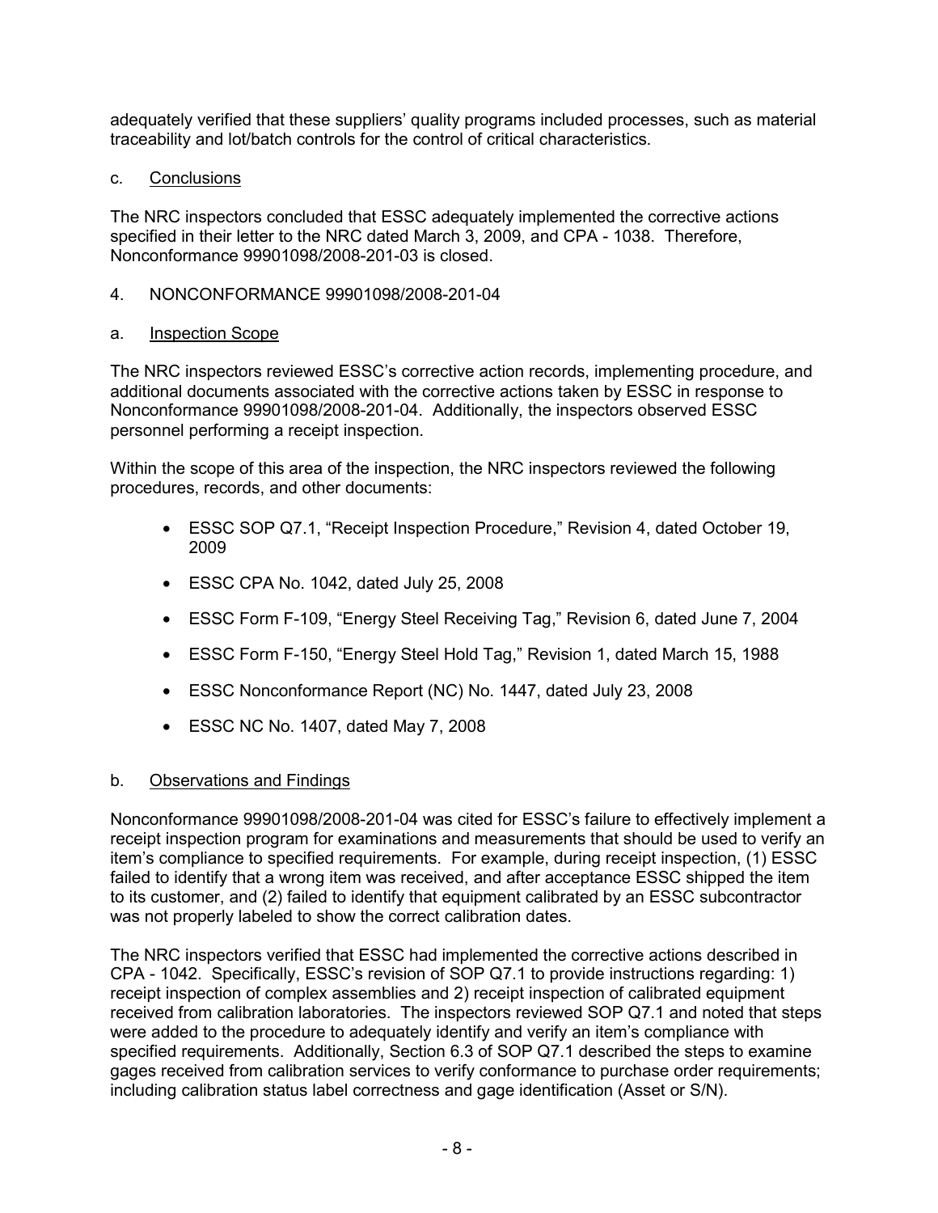adequately verified that these suppliers' quality programs included processes, such as material traceability and lot/batch controls for the control of critical characteristics.

c. Conclusions

The NRC inspectors concluded that ESSC adequately implemented the corrective actions specified in their letter to the NRC dated March 3, 2009, and CPA - 1038. Therefore, Nonconformance 99901098/2008-201-03 is closed.

4. NONCONFORMANCE 99901098/2008-201-04

a. Inspection Scope

The NRC inspectors reviewed ESSC's corrective action records, implementing procedure, and additional documents associated with the corrective actions taken by ESSC in response to Nonconformance 99901098/2008-201-04. Additionally, the inspectors observed ESSC personnel performing a receipt inspection.

Within the scope of this area of the inspection, the NRC inspectors reviewed the following procedures, records, and other documents:

- ESSC SOP Q7.1, "Receipt Inspection Procedure," Revision 4, dated October 19, 2009
- ESSC CPA No. 1042, dated July 25, 2008
- ESSC Form F-109, "Energy Steel Receiving Tag," Revision 6, dated June 7, 2004
- ESSC Form F-150, "Energy Steel Hold Tag," Revision 1, dated March 15, 1988
- ESSC Nonconformance Report (NC) No. 1447, dated July 23, 2008
- ESSC NC No. 1407, dated May 7, 2008

b. Observations and Findings

Nonconformance 99901098/2008-201-04 was cited for ESSC's failure to effectively implement a receipt inspection program for examinations and measurements that should be used to verify an item's compliance to specified requirements. For example, during receipt inspection, (1) ESSC failed to identify that a wrong item was received, and after acceptance ESSC shipped the item to its customer, and (2) failed to identify that equipment calibrated by an ESSC subcontractor was not properly labeled to show the correct calibration dates.

The NRC inspectors verified that ESSC had implemented the corrective actions described in CPA - 1042. Specifically, ESSC's revision of SOP Q7.1 to provide instructions regarding: 1) receipt inspection of complex assemblies and 2) receipt inspection of calibrated equipment received from calibration laboratories. The inspectors reviewed SOP Q7.1 and noted that steps were added to the procedure to adequately identify and verify an item's compliance with specified requirements. Additionally, Section 6.3 of SOP Q7.1 described the steps to examine gages received from calibration services to verify conformance to purchase order requirements; including calibration status label correctness and gage identification (Asset or S/N).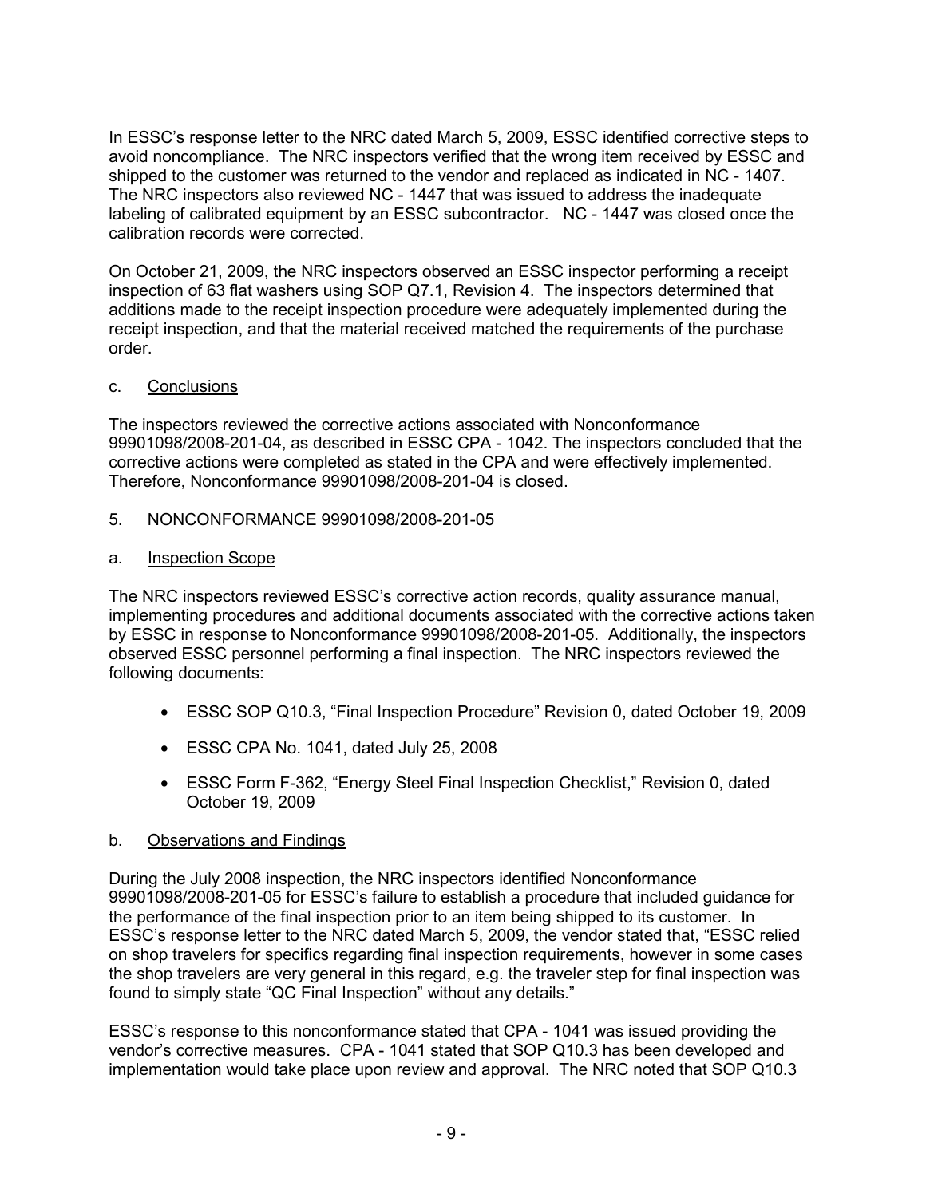In ESSC's response letter to the NRC dated March 5, 2009, ESSC identified corrective steps to avoid noncompliance. The NRC inspectors verified that the wrong item received by ESSC and shipped to the customer was returned to the vendor and replaced as indicated in NC - 1407. The NRC inspectors also reviewed NC - 1447 that was issued to address the inadequate labeling of calibrated equipment by an ESSC subcontractor. NC - 1447 was closed once the calibration records were corrected.

On October 21, 2009, the NRC inspectors observed an ESSC inspector performing a receipt inspection of 63 flat washers using SOP Q7.1, Revision 4. The inspectors determined that additions made to the receipt inspection procedure were adequately implemented during the receipt inspection, and that the material received matched the requirements of the purchase order.

c. Conclusions

The inspectors reviewed the corrective actions associated with Nonconformance 99901098/2008-201-04, as described in ESSC CPA - 1042. The inspectors concluded that the corrective actions were completed as stated in the CPA and were effectively implemented. Therefore, Nonconformance 99901098/2008-201-04 is closed.

5. NONCONFORMANCE 99901098/2008-201-05

a. Inspection Scope

The NRC inspectors reviewed ESSC's corrective action records, quality assurance manual, implementing procedures and additional documents associated with the corrective actions taken by ESSC in response to Nonconformance 99901098/2008-201-05. Additionally, the inspectors observed ESSC personnel performing a final inspection. The NRC inspectors reviewed the following documents:

- ESSC SOP Q10.3, "Final Inspection Procedure" Revision 0, dated October 19, 2009
- ESSC CPA No. 1041, dated July 25, 2008
- ESSC Form F-362, "Energy Steel Final Inspection Checklist," Revision 0, dated October 19, 2009

b. Observations and Findings

During the July 2008 inspection, the NRC inspectors identified Nonconformance 99901098/2008-201-05 for ESSC's failure to establish a procedure that included guidance for the performance of the final inspection prior to an item being shipped to its customer. In ESSC's response letter to the NRC dated March 5, 2009, the vendor stated that, "ESSC relied on shop travelers for specifics regarding final inspection requirements, however in some cases the shop travelers are very general in this regard, e.g. the traveler step for final inspection was found to simply state "QC Final Inspection" without any details."

ESSC's response to this nonconformance stated that CPA - 1041 was issued providing the vendor's corrective measures. CPA - 1041 stated that SOP Q10.3 has been developed and implementation would take place upon review and approval. The NRC noted that SOP Q10.3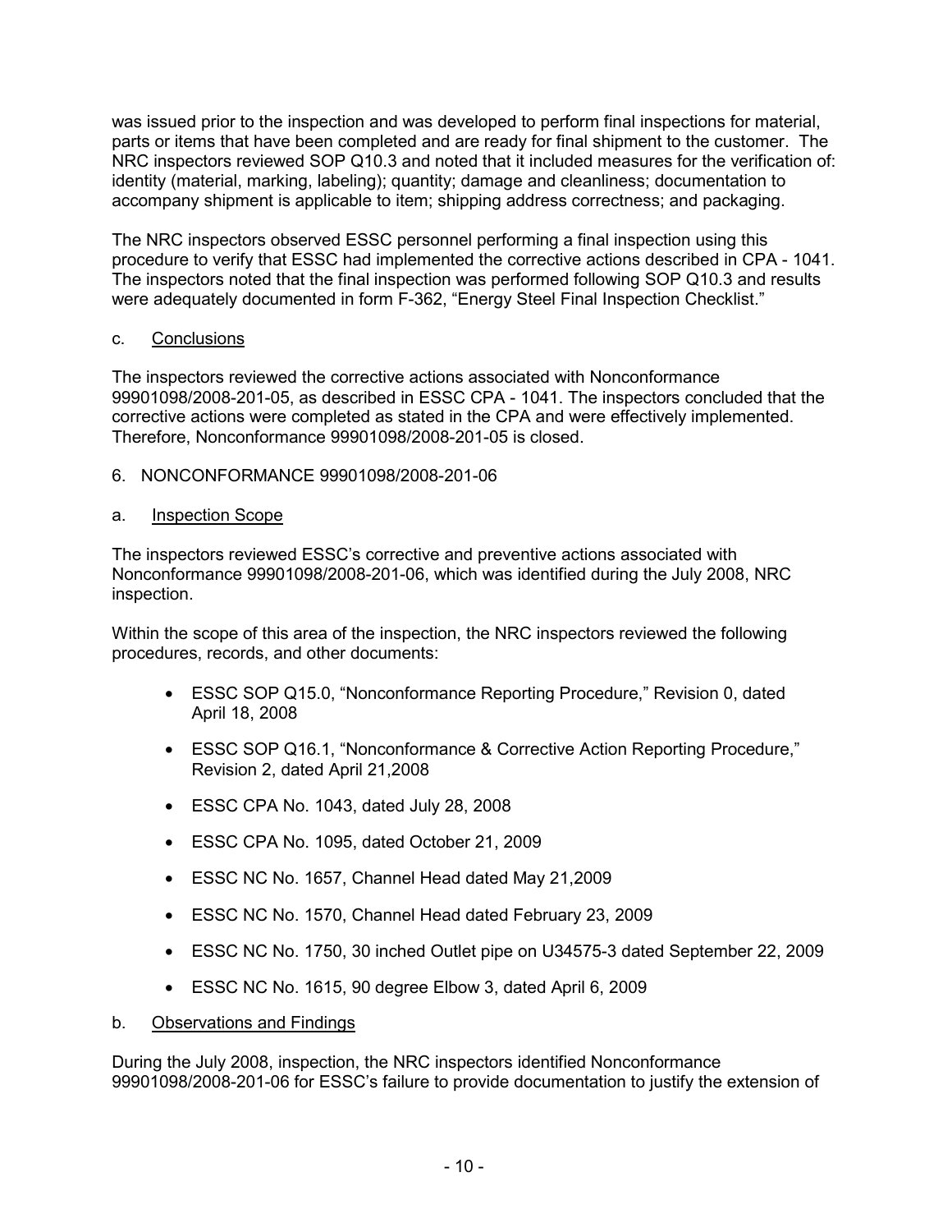was issued prior to the inspection and was developed to perform final inspections for material, parts or items that have been completed and are ready for final shipment to the customer. The NRC inspectors reviewed SOP Q10.3 and noted that it included measures for the verification of: identity (material, marking, labeling); quantity; damage and cleanliness; documentation to accompany shipment is applicable to item; shipping address correctness; and packaging.

The NRC inspectors observed ESSC personnel performing a final inspection using this procedure to verify that ESSC had implemented the corrective actions described in CPA - 1041. The inspectors noted that the final inspection was performed following SOP Q10.3 and results were adequately documented in form F-362, "Energy Steel Final Inspection Checklist."

c. Conclusions

The inspectors reviewed the corrective actions associated with Nonconformance 99901098/2008-201-05, as described in ESSC CPA - 1041. The inspectors concluded that the corrective actions were completed as stated in the CPA and were effectively implemented. Therefore, Nonconformance 99901098/2008-201-05 is closed.

6. NONCONFORMANCE 99901098/2008-201-06

a. Inspection Scope

The inspectors reviewed ESSC's corrective and preventive actions associated with Nonconformance 99901098/2008-201-06, which was identified during the July 2008, NRC inspection.

Within the scope of this area of the inspection, the NRC inspectors reviewed the following procedures, records, and other documents:

- ESSC SOP Q15.0, "Nonconformance Reporting Procedure," Revision 0, dated April 18, 2008
- ESSC SOP Q16.1, "Nonconformance & Corrective Action Reporting Procedure," Revision 2, dated April 21,2008
- ESSC CPA No. 1043, dated July 28, 2008
- ESSC CPA No. 1095, dated October 21, 2009
- ESSC NC No. 1657, Channel Head dated May 21,2009
- ESSC NC No. 1570, Channel Head dated February 23, 2009
- ESSC NC No. 1750, 30 inched Outlet pipe on U34575-3 dated September 22, 2009
- ESSC NC No. 1615, 90 degree Elbow 3, dated April 6, 2009

b. Observations and Findings

During the July 2008, inspection, the NRC inspectors identified Nonconformance 99901098/2008-201-06 for ESSC's failure to provide documentation to justify the extension of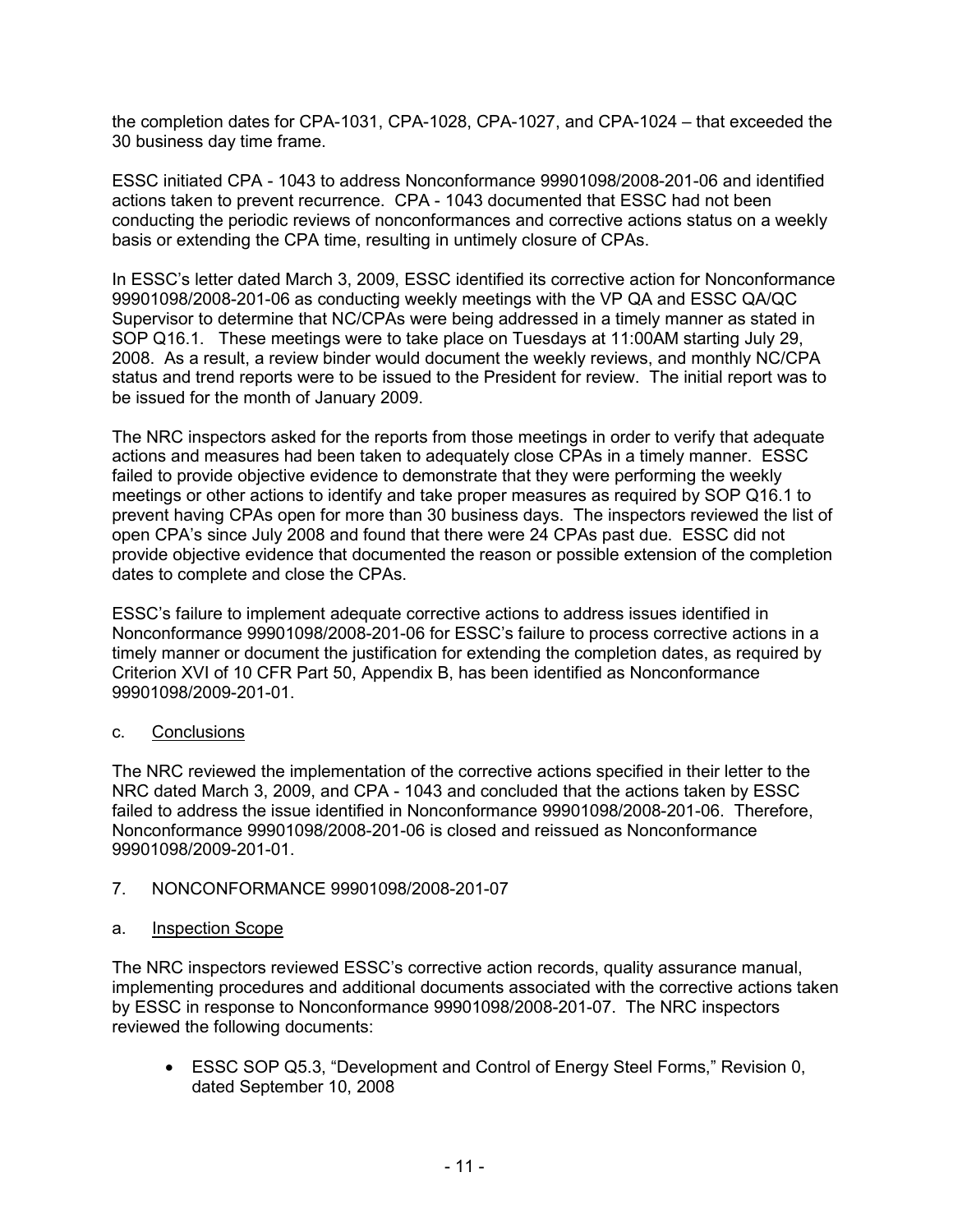the completion dates for CPA-1031, CPA-1028, CPA-1027, and CPA-1024 – that exceeded the 30 business day time frame.

ESSC initiated CPA - 1043 to address Nonconformance 99901098/2008-201-06 and identified actions taken to prevent recurrence. CPA - 1043 documented that ESSC had not been conducting the periodic reviews of nonconformances and corrective actions status on a weekly basis or extending the CPA time, resulting in untimely closure of CPAs.

In ESSC's letter dated March 3, 2009, ESSC identified its corrective action for Nonconformance 99901098/2008-201-06 as conducting weekly meetings with the VP QA and ESSC QA/QC Supervisor to determine that NC/CPAs were being addressed in a timely manner as stated in SOP Q16.1. These meetings were to take place on Tuesdays at 11:00AM starting July 29, 2008. As a result, a review binder would document the weekly reviews, and monthly NC/CPA status and trend reports were to be issued to the President for review. The initial report was to be issued for the month of January 2009.

The NRC inspectors asked for the reports from those meetings in order to verify that adequate actions and measures had been taken to adequately close CPAs in a timely manner. ESSC failed to provide objective evidence to demonstrate that they were performing the weekly meetings or other actions to identify and take proper measures as required by SOP Q16.1 to prevent having CPAs open for more than 30 business days. The inspectors reviewed the list of open CPA's since July 2008 and found that there were 24 CPAs past due. ESSC did not provide objective evidence that documented the reason or possible extension of the completion dates to complete and close the CPAs.

ESSC's failure to implement adequate corrective actions to address issues identified in Nonconformance 99901098/2008-201-06 for ESSC's failure to process corrective actions in a timely manner or document the justification for extending the completion dates, as required by Criterion XVI of 10 CFR Part 50, Appendix B, has been identified as Nonconformance 99901098/2009-201-01.

c. Conclusions

The NRC reviewed the implementation of the corrective actions specified in their letter to the NRC dated March 3, 2009, and CPA - 1043 and concluded that the actions taken by ESSC failed to address the issue identified in Nonconformance 99901098/2008-201-06. Therefore, Nonconformance 99901098/2008-201-06 is closed and reissued as Nonconformance 99901098/2009-201-01.

7. NONCONFORMANCE 99901098/2008-201-07

a. Inspection Scope

The NRC inspectors reviewed ESSC's corrective action records, quality assurance manual, implementing procedures and additional documents associated with the corrective actions taken by ESSC in response to Nonconformance 99901098/2008-201-07. The NRC inspectors reviewed the following documents:

- ESSC SOP Q5.3, "Development and Control of Energy Steel Forms," Revision 0, dated September 10, 2008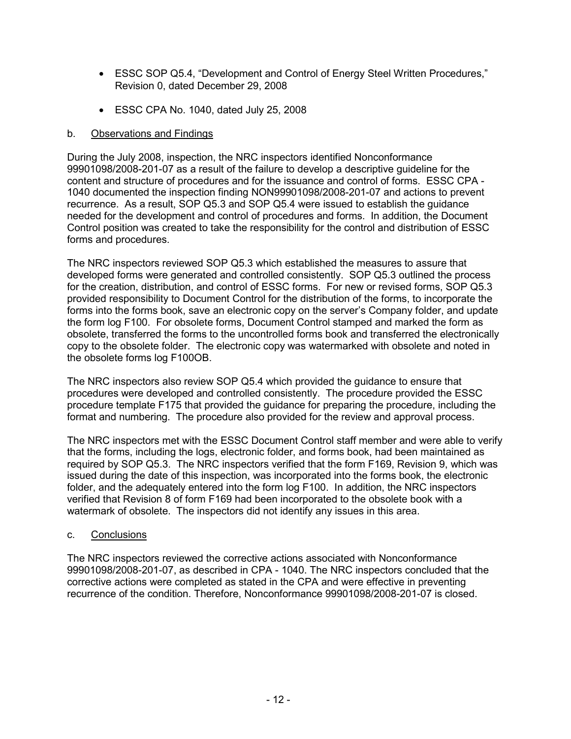- ESSC SOP Q5.4, "Development and Control of Energy Steel Written Procedures," Revision 0, dated December 29, 2008

- ESSC CPA No. 1040, dated July 25, 2008

b. Observations and Findings

During the July 2008, inspection, the NRC inspectors identified Nonconformance 99901098/2008-201-07 as a result of the failure to develop a descriptive guideline for the content and structure of procedures and for the issuance and control of forms. ESSC CPA - 1040 documented the inspection finding NON99901098/2008-201-07 and actions to prevent recurrence. As a result, SOP Q5.3 and SOP Q5.4 were issued to establish the guidance needed for the development and control of procedures and forms. In addition, the Document Control position was created to take the responsibility for the control and distribution of ESSC forms and procedures.

The NRC inspectors reviewed SOP Q5.3 which established the measures to assure that developed forms were generated and controlled consistently. SOP Q5.3 outlined the process for the creation, distribution, and control of ESSC forms. For new or revised forms, SOP Q5.3 provided responsibility to Document Control for the distribution of the forms, to incorporate the forms into the forms book, save an electronic copy on the server's Company folder, and update the form log F100. For obsolete forms, Document Control stamped and marked the form as obsolete, transferred the forms to the uncontrolled forms book and transferred the electronically copy to the obsolete folder. The electronic copy was watermarked with obsolete and noted in the obsolete forms log F100OB.

The NRC inspectors also review SOP Q5.4 which provided the guidance to ensure that procedures were developed and controlled consistently. The procedure provided the ESSC procedure template F175 that provided the guidance for preparing the procedure, including the format and numbering. The procedure also provided for the review and approval process.

The NRC inspectors met with the ESSC Document Control staff member and were able to verify that the forms, including the logs, electronic folder, and forms book, had been maintained as required by SOP Q5.3. The NRC inspectors verified that the form F169, Revision 9, which was issued during the date of this inspection, was incorporated into the forms book, the electronic folder, and the adequately entered into the form log F100. In addition, the NRC inspectors verified that Revision 8 of form F169 had been incorporated to the obsolete book with a watermark of obsolete. The inspectors did not identify any issues in this area.

c. Conclusions

The NRC inspectors reviewed the corrective actions associated with Nonconformance 99901098/2008-201-07, as described in CPA - 1040. The NRC inspectors concluded that the corrective actions were completed as stated in the CPA and were effective in preventing recurrence of the condition. Therefore, Nonconformance 99901098/2008-201-07 is closed.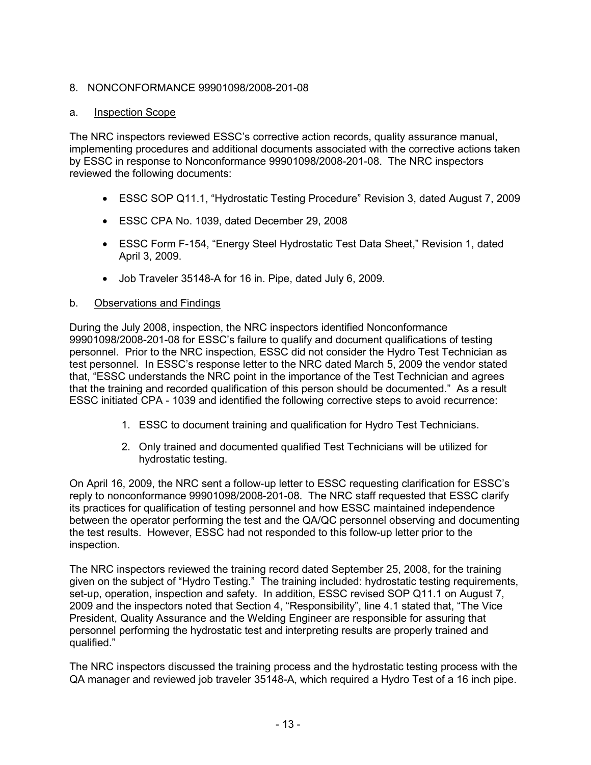8. NONCONFORMANCE 99901098/2008-201-08

a. Inspection Scope

The NRC inspectors reviewed ESSC's corrective action records, quality assurance manual, implementing procedures and additional documents associated with the corrective actions taken by ESSC in response to Nonconformance 99901098/2008-201-08. The NRC inspectors reviewed the following documents:

- ESSC SOP Q11.1, "Hydrostatic Testing Procedure" Revision 3, dated August 7, 2009
- ESSC CPA No. 1039, dated December 29, 2008
- ESSC Form F-154, "Energy Steel Hydrostatic Test Data Sheet," Revision 1, dated April 3, 2009.
- Job Traveler 35148-A for 16 in. Pipe, dated July 6, 2009.

b. Observations and Findings

During the July 2008, inspection, the NRC inspectors identified Nonconformance 99901098/2008-201-08 for ESSC's failure to qualify and document qualifications of testing personnel. Prior to the NRC inspection, ESSC did not consider the Hydro Test Technician as test personnel. In ESSC's response letter to the NRC dated March 5, 2009 the vendor stated that, "ESSC understands the NRC point in the importance of the Test Technician and agrees that the training and recorded qualification of this person should be documented." As a result ESSC initiated CPA - 1039 and identified the following corrective steps to avoid recurrence:

1. ESSC to document training and qualification for Hydro Test Technicians.
2. Only trained and documented qualified Test Technicians will be utilized for hydrostatic testing.

On April 16, 2009, the NRC sent a follow-up letter to ESSC requesting clarification for ESSC's reply to nonconformance 99901098/2008-201-08. The NRC staff requested that ESSC clarify its practices for qualification of testing personnel and how ESSC maintained independence between the operator performing the test and the QA/QC personnel observing and documenting the test results. However, ESSC had not responded to this follow-up letter prior to the inspection.

The NRC inspectors reviewed the training record dated September 25, 2008, for the training given on the subject of "Hydro Testing." The training included: hydrostatic testing requirements, set-up, operation, inspection and safety. In addition, ESSC revised SOP Q11.1 on August 7, 2009 and the inspectors noted that Section 4, "Responsibility", line 4.1 stated that, "The Vice President, Quality Assurance and the Welding Engineer are responsible for assuring that personnel performing the hydrostatic test and interpreting results are properly trained and qualified."

The NRC inspectors discussed the training process and the hydrostatic testing process with the QA manager and reviewed job traveler 35148-A, which required a Hydro Test of a 16 inch pipe.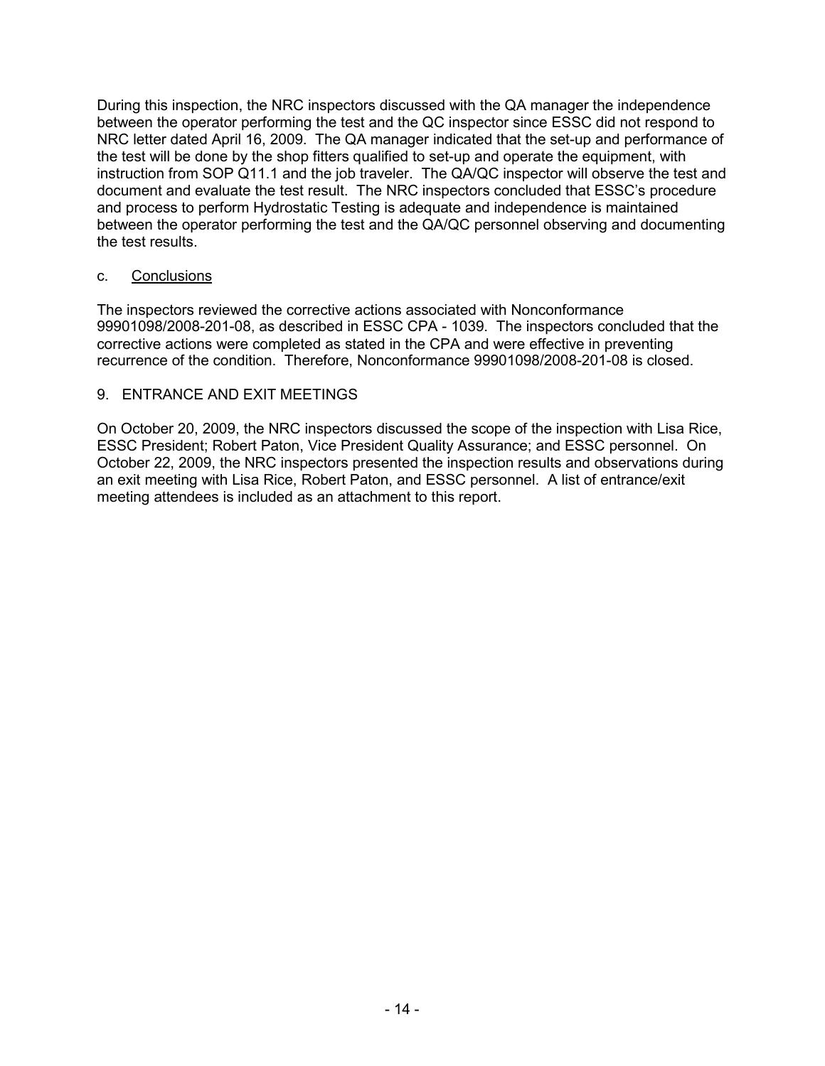During this inspection, the NRC inspectors discussed with the QA manager the independence between the operator performing the test and the QC inspector since ESSC did not respond to NRC letter dated April 16, 2009. The QA manager indicated that the set-up and performance of the test will be done by the shop fitters qualified to set-up and operate the equipment, with instruction from SOP Q11.1 and the job traveler. The QA/QC inspector will observe the test and document and evaluate the test result. The NRC inspectors concluded that ESSC's procedure and process to perform Hydrostatic Testing is adequate and independence is maintained between the operator performing the test and the QA/QC personnel observing and documenting the test results.

c. Conclusions

The inspectors reviewed the corrective actions associated with Nonconformance 99901098/2008-201-08, as described in ESSC CPA - 1039. The inspectors concluded that the corrective actions were completed as stated in the CPA and were effective in preventing recurrence of the condition. Therefore, Nonconformance 99901098/2008-201-08 is closed.

## 9. ENTRANCE AND EXIT MEETINGS

On October 20, 2009, the NRC inspectors discussed the scope of the inspection with Lisa Rice, ESSC President; Robert Paton, Vice President Quality Assurance; and ESSC personnel. On October 22, 2009, the NRC inspectors presented the inspection results and observations during an exit meeting with Lisa Rice, Robert Paton, and ESSC personnel. A list of entrance/exit meeting attendees is included as an attachment to this report.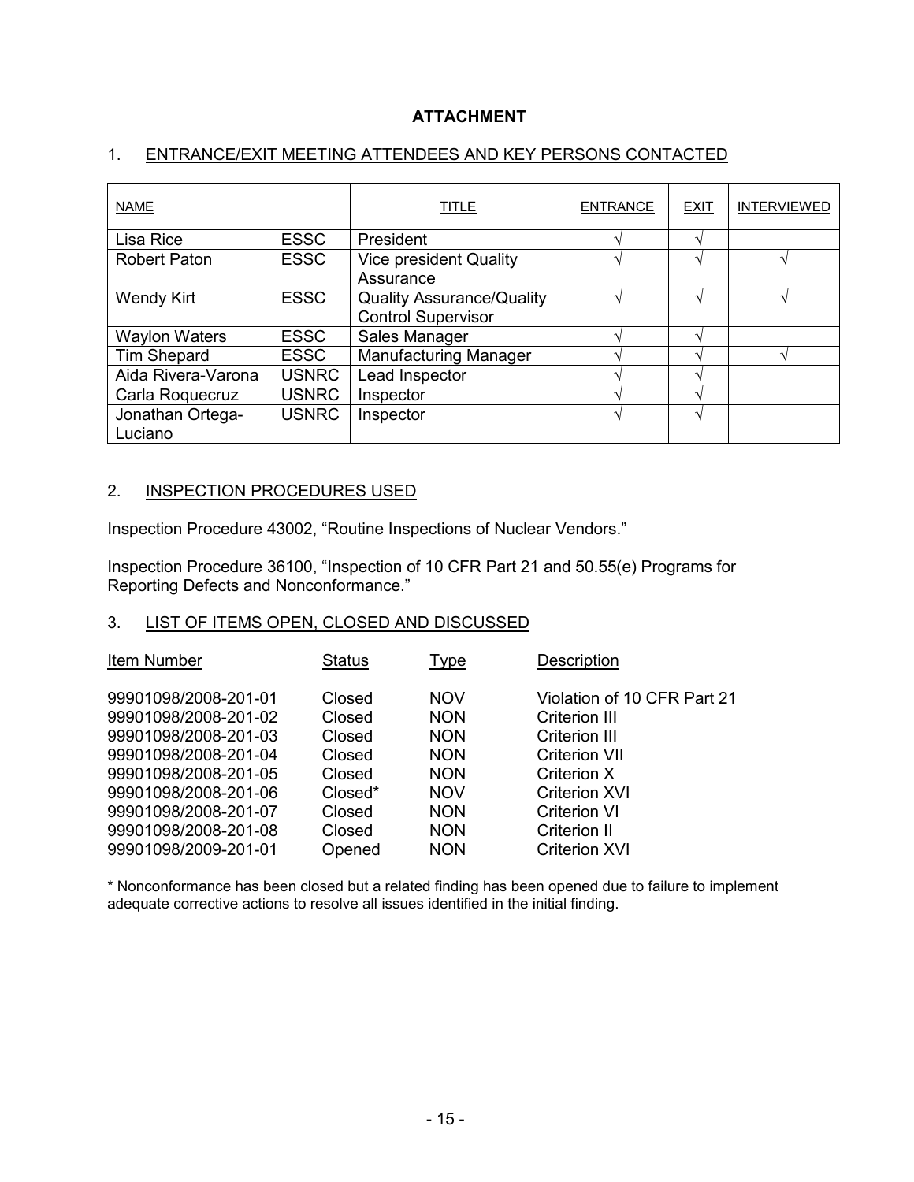# ATTACHMENT

## 1. ENTRANCE/EXIT MEETING ATTENDEES AND KEY PERSONS CONTACTED

| NAME | | TITLE | ENTRANCE | EXIT | INTERVIEWED |
|---|---|---|---|---|---|
| Lisa Rice | ESSC | President | √ | √ | |
| Robert Paton | ESSC | Vice president Quality Assurance | √ | √ | √ |
| Wendy Kirt | ESSC | Quality Assurance/Quality Control Supervisor | √ | √ | √ |
| Waylon Waters | ESSC | Sales Manager | √ | √ | |
| Tim Shepard | ESSC | Manufacturing Manager | √ | √ | √ |
| Aida Rivera-Varona | USNRC | Lead Inspector | √ | √ | |
| Carla Roquecruz | USNRC | Inspector | √ | √ | |
| Jonathan Ortega-Luciano | USNRC | Inspector | √ | √ | |

## 2. INSPECTION PROCEDURES USED

Inspection Procedure 43002, "Routine Inspections of Nuclear Vendors."

Inspection Procedure 36100, "Inspection of 10 CFR Part 21 and 50.55(e) Programs for Reporting Defects and Nonconformance."

## 3. LIST OF ITEMS OPEN, CLOSED AND DISCUSSED

| Item Number | Status | Type | Description |
|---|---|---|---|
| 99901098/2008-201-01 | Closed | NOV | Violation of 10 CFR Part 21 |
| 99901098/2008-201-02 | Closed | NON | Criterion III |
| 99901098/2008-201-03 | Closed | NON | Criterion III |
| 99901098/2008-201-04 | Closed | NON | Criterion VII |
| 99901098/2008-201-05 | Closed | NON | Criterion X |
| 99901098/2008-201-06 | Closed* | NOV | Criterion XVI |
| 99901098/2008-201-07 | Closed | NON | Criterion VI |
| 99901098/2008-201-08 | Closed | NON | Criterion II |
| 99901098/2009-201-01 | Opened | NON | Criterion XVI |

* Nonconformance has been closed but a related finding has been opened due to failure to implement adequate corrective actions to resolve all issues identified in the initial finding.